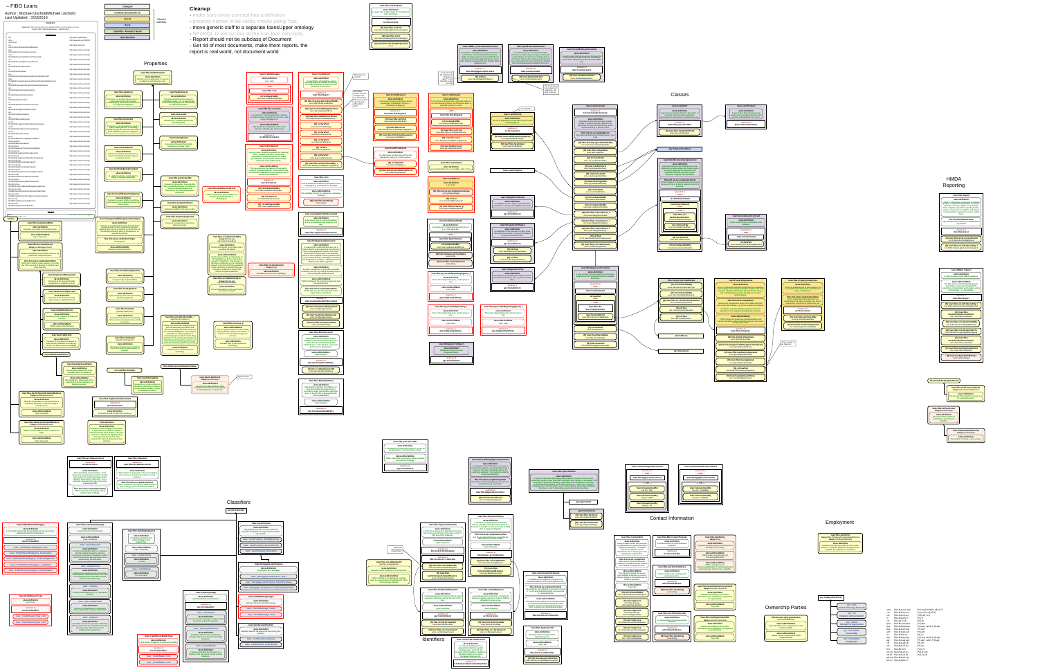# – FIBO Loans

Author : Michael Uschold/Michael Uschold
Last Updated : 3/23/2016

| Category |
| --- |
| Context, Document etc |
| Event |
| Party |
| Quantity / Amount / Result |
| Specification |

**Cleanup**:

- make sure every concept has a definition
- property names to be verbs, mostly using has.
- move generic stuff to a separate loansUpper ontology
- SPARQL to extract out all the non-loan concepts.
- Report should not be subclass of Document
- Get rid of most documents, make them reports. the report is real world, not document world

## Properties

## Classes

## Classifiers

## HMDA Reporting

## Contact Information

## Employment

## Ownership Parties

## Identifiers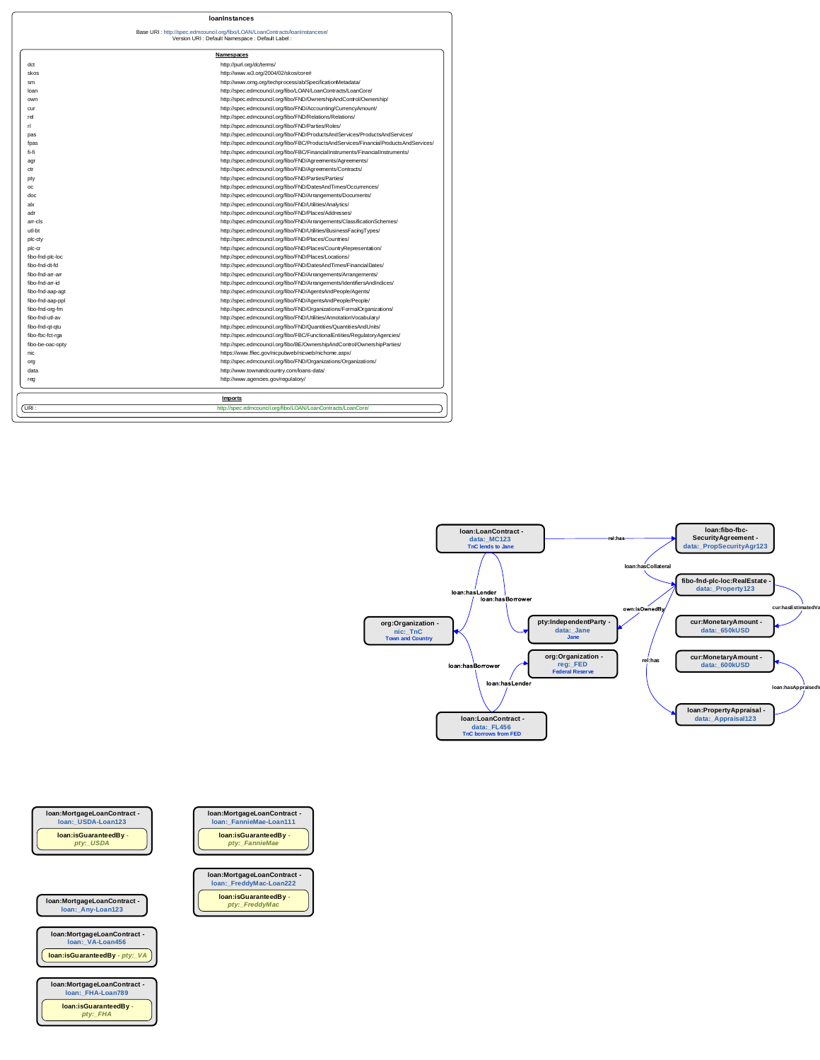# loanInstances

Base URI : http://spec.edmcouncil.org/fibo/LOAN/LoanContracts/loanInstancese/
Version URI : Default Namespace : Default Label :

**Namespaces**

| | |
|---|---|
| dct | http://purl.org/dc/terms/ |
| skos | http://www.w3.org/2004/02/skos/core# |
| sm | http://www.omg.org/techprocess/ab/SpecificationMetadata/ |
| loan | http://spec.edmcouncil.org/fibo/LOAN/LoanContracts/LoanCore/ |
| own | http://spec.edmcouncil.org/fibo/FND/OwnershipAndControl/Ownership/ |
| cur | http://spec.edmcouncil.org/fibo/FND/Accounting/CurrencyAmount/ |
| rel | http://spec.edmcouncil.org/fibo/FND/Relations/Relations/ |
| rl | http://spec.edmcouncil.org/fibo/FND/Parties/Roles/ |
| pas | http://spec.edmcouncil.org/fibo/FND/ProductsAndServices/ProductsAndServices/ |
| fpas | http://spec.edmcouncil.org/fibo/FBC/ProductsAndServices/FinancialProductsAndServices/ |
| fi-fi | http://spec.edmcouncil.org/fibo/FBC/FinancialInstruments/FinancialInstruments/ |
| agr | http://spec.edmcouncil.org/fibo/FND/Agreements/Agreements/ |
| ctr | http://spec.edmcouncil.org/fibo/FND/Agreements/Contracts/ |
| pty | http://spec.edmcouncil.org/fibo/FND/Parties/Parties/ |
| oc | http://spec.edmcouncil.org/fibo/FND/DatesAndTimes/Occurrences/ |
| doc | http://spec.edmcouncil.org/fibo/FND/Arrangements/Documents/ |
| alx | http://spec.edmcouncil.org/fibo/FND/Utilities/Analytics/ |
| adr | http://spec.edmcouncil.org/fibo/FND/Places/Addresses/ |
| arr-cls | http://spec.edmcouncil.org/fibo/FND/Arrangements/ClassificationSchemes/ |
| util-bt | http://spec.edmcouncil.org/fibo/FND/Utilities/BusinessFacingTypes/ |
| plc-cty | http://spec.edmcouncil.org/fibo/FND/Places/Countries/ |
| plc-cr | http://spec.edmcouncil.org/fibo/FND/Places/CountryRepresentation/ |
| fibo-fnd-plc-loc | http://spec.edmcouncil.org/fibo/FND/Places/Locations/ |
| fibo-fnd-dt-fd | http://spec.edmcouncil.org/fibo/FND/DatesAndTimes/FinancialDates/ |
| fibo-fnd-arr-arr | http://spec.edmcouncil.org/fibo/FND/Arrangements/Arrangements/ |
| fibo-fnd-arr-id | http://spec.edmcouncil.org/fibo/FND/Arrangements/IdentifiersAndIndices/ |
| fibo-fnd-aap-agt | http://spec.edmcouncil.org/fibo/FND/AgentsAndPeople/Agents/ |
| fibo-fnd-aap-ppl | http://spec.edmcouncil.org/fibo/FND/AgentsAndPeople/People/ |
| fibo-fnd-org-fm | http://spec.edmcouncil.org/fibo/FND/Organizations/FormalOrganizations/ |
| fibo-fnd-utl-av | http://spec.edmcouncil.org/fibo/FND/Utilities/AnnotationVocabulary/ |
| fibo-fnd-qt-qtu | http://spec.edmcouncil.org/fibo/FND/Quantities/QuantitiesAndUnits/ |
| fibo-fbc-fct-rga | http://spec.edmcouncil.org/fibo/FBC/FunctionalEntities/RegulatoryAgencies/ |
| fibo-be-oac-opty | http://spec.edmcouncil.org/fibo/BE/OwnershipAndControl/OwnershipParties/ |
| nic | https://www.ffiec.gov/nicpubweb/nicweb/nichome.aspx/ |
| org | http://spec.edmcouncil.org/fibo/FND/Organizations/Organizations/ |
| data | http://www.townandcountry.com/loans-data/ |
| reg | http://www.agencies.gov/regulatory/ |

**Imports**

| | |
|---|---|
| URI : | http://spec.edmcouncil.org/fibo/LOAN/LoanContracts/LoanCore/ |

- **loan:LoanContract** - data:_MC123 (TnC lends to Jane)
  - rel:has → loan:fibo-fbc-SecurityAgreement - data:_PropSecurityAgr123
  - loan:hasLender → org:Organization - nic:_TnC (Town and Country)
  - loan:hasBorrower → pty:IndependentParty - data:_Jane (Jane)
- **loan:fibo-fbc-SecurityAgreement** - data:_PropSecurityAgr123
  - loan:hasCollateral → fibo-fnd-plc-loc:RealEstate - data:_Property123
- **fibo-fnd-plc-loc:RealEstate** - data:_Property123
  - own:isOwnedBy → pty:IndependentParty - data:_Jane
  - cur:hasEstimatedVa… → cur:MonetaryAmount - data:_650kUSD
  - rel:has → loan:PropertyAppraisal - data:_Appraisal123
- **loan:PropertyAppraisal** - data:_Appraisal123
  - loan:hasAppraisedV… → cur:MonetaryAmount - data:_600kUSD
- **loan:LoanContract** - data:_FL456 (TnC borrows from FED)
  - loan:hasBorrower → org:Organization - nic:_TnC
  - loan:hasLender → org:Organization - reg:_FED (Federal Reserve)

**loan:MortgageLoanContract** - loan:_USDA-Loan123
- loan:isGuaranteedBy - *pty:_USDA*

**loan:MortgageLoanContract** - loan:_FannieMae-Loan111
- loan:isGuaranteedBy - *pty:_FannieMae*

**loan:MortgageLoanContract** - loan:_FreddyMac-Loan222
- loan:isGuaranteedBy - *pty:_FreddyMac*

**loan:MortgageLoanContract** - loan:_Any-Loan123

**loan:MortgageLoanContract** - loan:_VA-Loan456
- loan:isGuaranteedBy - *pty:_VA*

**loan:MortgageLoanContract** - loan:_FHA-Loan789
- loan:isGuaranteedBy - *pty:_FHA*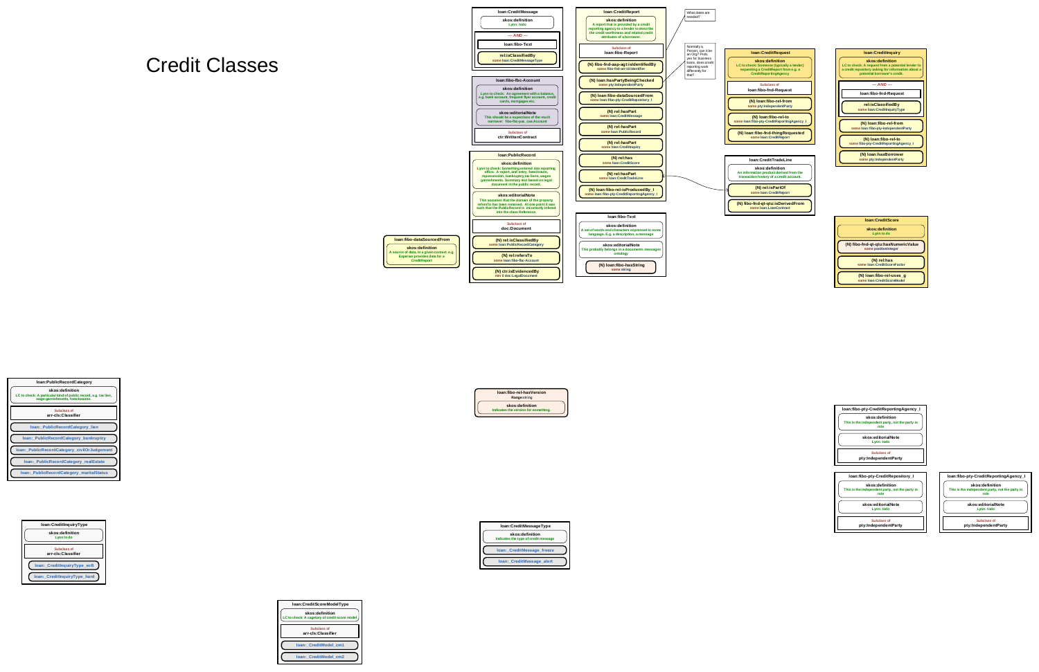# Credit Classes

### loan:CreditMessage

**skos:definition**
Lynn: todo

--- AND ---

**loan:fibo-Text**

**rel:isClassifiedBy**
some loan:CreditMessageType

### loan:fibo-fbc-Account

**skos:definition**
Lynn to check: An agreement with a balance, e.g. bank account, frequent flyer account, credit cards, mortgages etc.

**skos:editorialNote**
This should be a superclass of the much narrower: fibo-fbc-pas_caa:Account

Subclass of
**ctr:WrittenContract**

### loan:PublicRecord

**skos:definition**
Lynn to check: Something entered into reporting office. A report, and entry, foreclosure, repossession, bankruptcy, tax liens, wages garnishments. Summary text based on legal document in the public record.

**skos:editorialNote**
This assumes that the domain of the property refersTo has been removed. At one point it was such that the PublicRecord is incorrectly inferred into the class Reference.

Subclass of
**doc:Document**

**(N) rel:isClassifiedBy**
some loan:PublicRecordCategory

**(N) rel:refersTo**
some loan:fibo-fbc-Account

**(N) ctr:isEvidencedBy**
min 0 doc:LegalDocument

### loan:fibo-dataSourcedFrom

**skos:definition**
A source of data, in a given context. e.g. Experian provides data for a CreditReport

### loan:CreditReport

**skos:definition**
A report that is provided by a credit reporting agency to a lender to describe the credit worthiness and related credit attributes of a borrower.

Subclass of
**loan:fibo-Report**

**(N) fibo-fnd-aap-agt:isIdentifiedBy**
some fibo-fnd-arr-id:Identifier

**(N) loan:hasPartyBeingChecked**
some pty:IndependentParty

**(N) loan:fibo-dataSourcedFrom**
some loan:fibo-pty-CreditRepository_I

**(N) rel:hasPart**
some loan:CreditMessage

**(N) rel:hasPart**
some loan:PublicRecord

**(N) rel:hasPart**
some loan:CreditInquiry

**(N) rel:has**
some loan:CreditScore

**(N) rel:hasPart**
some loan:CreditTradeLine

**(N) loan:fibo-rel-isProducedBy_I**
some loan:fibo-pty-CreditReportingAgency_I

What dates are needed?

Normally a Person, can it be an Org? Prob. yes for business loans, does credit reporting work differently for that?

### loan:fibo-Text

**skos:definition**
A set of words and characters expressed in some language. E.g. a description, a message

**skos:editorialNote**
This probably belongs in a documents messages ontology

**(N) loan:fibo-hasString**
some string

### loan:CreditRequest

**skos:definition**
LC to check: Someone (typically a lender) requesting a CreditReport from e.g. a CreditReportingAgency

Subclass of
**loan:fibo-fnd-Request**

**(N) loan:fibo-rel-from**
some pty:IndependentParty

**(N) loan:fibo-rel-to**
some loan:fibo-pty-CreditReportingAgency_I

**(N) loan:fibo-fnd-thingRequested**
some loan:CreditReport

### loan:CreditTradeLine

**skos:definition**
An information product derived from the transaction history of a credit account.

**(N) rel:isPartOf**
some loan:CreditReport

**(N) fibo-fnd-qt-qtu:isDerivedFrom**
some loan:LoanContract

### loan:CreditInquiry

**skos:definition**
LC to check: A request from a potential lender to a credit repository asking for information about a potential borrower's credit.

--- AND ---

**loan:fibo-fnd-Request**

**rel:isClassifiedBy**
some loan:CreditInquiryType

**(N) loan:fibo-rel-from**
some loan:fibo-pty-IndependentParty

**(N) loan:fibo-rel-to**
some fibo-pty-CreditReportingAgency_I

**(N) loan:hasBorrower**
some pty:IndependentParty

### loan:CreditScore

**skos:definition**
Lynn to do

**(N) fibo-fnd-qt-qtu:hasNumericValue**
some positiveInteger

**(N) rel:has**
some loan:CreditScoreFactor

**(N) loan:fibo-rel-uses_g**
some loan:CreditScoreModel

### loan:PublicRecordCategory

**skos:definition**
LC to check: A particular kind of public record, e.g. tax lien, wage garnishments, foreclosures.

Subclass of
**arr-cls:Classifier**

- loan:_PublicRecordCategory_lien
- loan:_PublicRecordCategory_bankruptcy
- loan:_PublicRecordCategory_civilOrJudgement
- loan:_PublicRecordCategory_realEstate
- loan:_PublicRecordCategory_maritalStatus

### loan:fibo-rel-hasVersion

Range:string

**skos:definition**
Indicates the version for something.

### loan:fibo-pty-CreditReportingAgency_I

**skos:definition**
This is the independent party, not the party in role

**skos:editorialNote**
Lynn: todo

Subclass of
**pty:IndependentParty**

### loan:fibo-pty-CreditRepository_I

**skos:definition**
This is the independent party, not the party in role

**skos:editorialNote**
Lynn: todo

Subclass of
**pty:IndependentParty**

### loan:fibo-pty-CreditReportingAgency_I

**skos:definition**
This is the independent party, not the party in role

**skos:editorialNote**
Lynn: todo

Subclass of
**pty:IndependentParty**

### loan:CreditInquiryType

**skos:definition**
Lynn to do

Subclass of
**arr-cls:Classifier**

- loan:_CreditInquiryType_soft
- loan:_CreditInquiryType_hard

### loan:CreditMessageType

**skos:definition**
Indicates the type of credit message

- loan:_CreditMessage_freeze
- loan:_CreditMessage_alert

### loan:CreditScoreModelType

**skos:definition**
LC to check: A cagetory of credit score model

Subclass of
**arr-cls:Classifier**

- loan:_CreditModel_cm1
- loan:_CreditModel_cm2